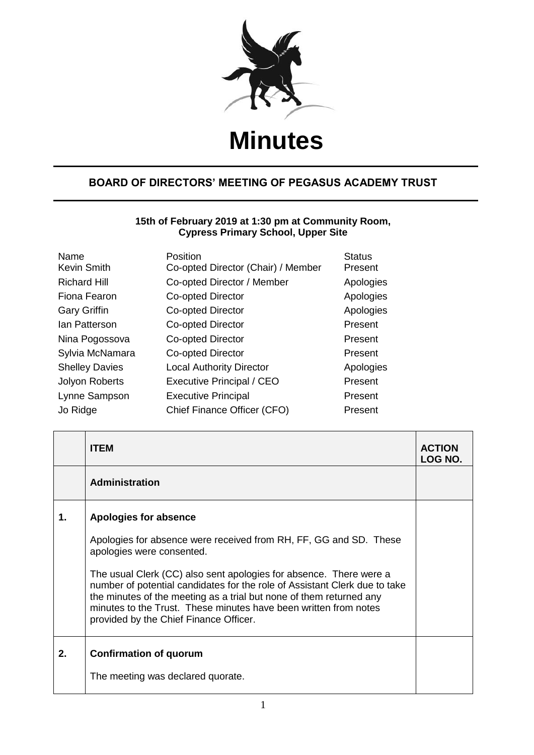# Minutes

## BOARD OF DIRECTORS' MEETING OF PEGASUS ACADEMY TRUST

**15th of February 2019 at 1:30 pm at Community Room, Cypress Primary School, Upper Site**

| Name | Position | Status |
|---|---|---|
| Kevin Smith | Co-opted Director (Chair) / Member | Present |
| Richard Hill | Co-opted Director / Member | Apologies |
| Fiona Fearon | Co-opted Director | Apologies |
| Gary Griffin | Co-opted Director | Apologies |
| Ian Patterson | Co-opted Director | Present |
| Nina Pogossova | Co-opted Director | Present |
| Sylvia McNamara | Co-opted Director | Present |
| Shelley Davies | Local Authority Director | Apologies |
| Jolyon Roberts | Executive Principal / CEO | Present |
| Lynne Sampson | Executive Principal | Present |
| Jo Ridge | Chief Finance Officer (CFO) | Present |

| | ITEM | ACTION LOG NO. |
|---|---|---|
| | **Administration** | |
| **1.** | **Apologies for absence**<br><br>Apologies for absence were received from RH, FF, GG and SD. These apologies were consented.<br><br>The usual Clerk (CC) also sent apologies for absence. There were a number of potential candidates for the role of Assistant Clerk due to take the minutes of the meeting as a trial but none of them returned any minutes to the Trust. These minutes have been written from notes provided by the Chief Finance Officer. | |
| **2.** | **Confirmation of quorum**<br><br>The meeting was declared quorate. | |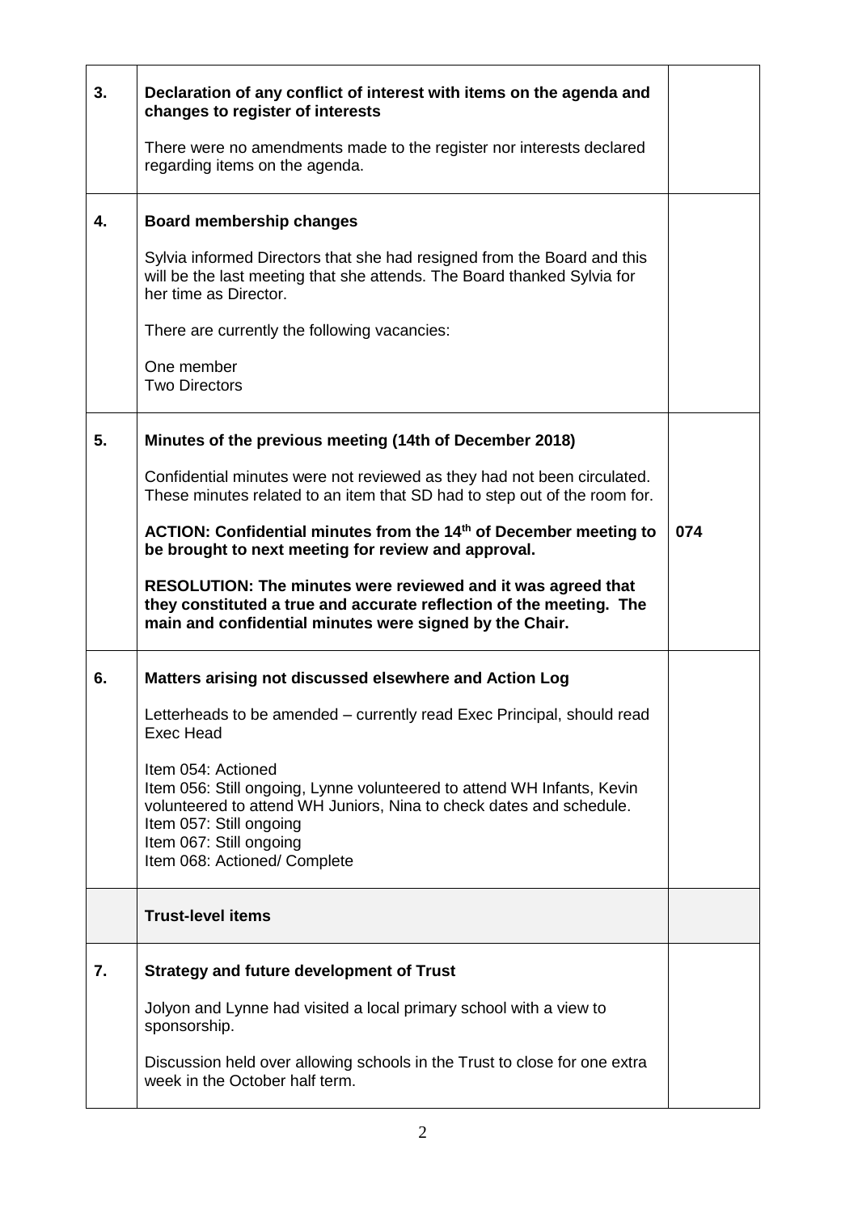| | | |
|---|---|---|
| **3.** | **Declaration of any conflict of interest with items on the agenda and changes to register of interests**<br><br>There were no amendments made to the register nor interests declared regarding items on the agenda. | |
| **4.** | **Board membership changes**<br><br>Sylvia informed Directors that she had resigned from the Board and this will be the last meeting that she attends. The Board thanked Sylvia for her time as Director.<br><br>There are currently the following vacancies:<br><br>One member<br>Two Directors | |
| **5.** | **Minutes of the previous meeting (14th of December 2018)**<br><br>Confidential minutes were not reviewed as they had not been circulated. These minutes related to an item that SD had to step out of the room for.<br><br>**ACTION: Confidential minutes from the 14th of December meeting to be brought to next meeting for review and approval.**<br><br>**RESOLUTION: The minutes were reviewed and it was agreed that they constituted a true and accurate reflection of the meeting. The main and confidential minutes were signed by the Chair.** | **074** |
| **6.** | **Matters arising not discussed elsewhere and Action Log**<br><br>Letterheads to be amended – currently read Exec Principal, should read Exec Head<br><br>Item 054: Actioned<br>Item 056: Still ongoing, Lynne volunteered to attend WH Infants, Kevin volunteered to attend WH Juniors, Nina to check dates and schedule.<br>Item 057: Still ongoing<br>Item 067: Still ongoing<br>Item 068: Actioned/ Complete | |
| | **Trust-level items** | |
| **7.** | **Strategy and future development of Trust**<br><br>Jolyon and Lynne had visited a local primary school with a view to sponsorship.<br><br>Discussion held over allowing schools in the Trust to close for one extra week in the October half term. | |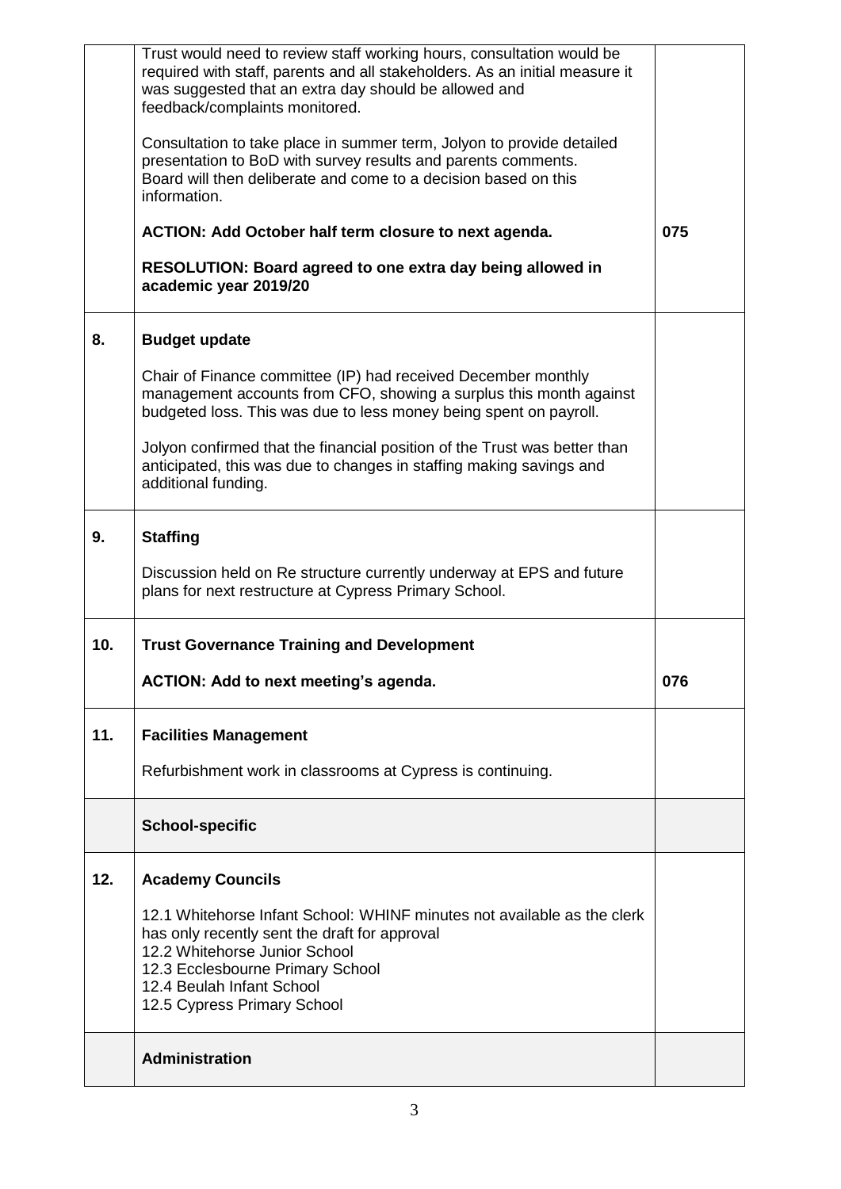| | | |
|---|---|---|
| | Trust would need to review staff working hours, consultation would be required with staff, parents and all stakeholders. As an initial measure it was suggested that an extra day should be allowed and feedback/complaints monitored.<br><br>Consultation to take place in summer term, Jolyon to provide detailed presentation to BoD with survey results and parents comments. Board will then deliberate and come to a decision based on this information.<br><br>**ACTION: Add October half term closure to next agenda.**<br><br>**RESOLUTION: Board agreed to one extra day being allowed in academic year 2019/20** | <br><br><br><br><br><br><br><br>**075** |
| **8.** | **Budget update**<br><br>Chair of Finance committee (IP) had received December monthly management accounts from CFO, showing a surplus this month against budgeted loss. This was due to less money being spent on payroll.<br><br>Jolyon confirmed that the financial position of the Trust was better than anticipated, this was due to changes in staffing making savings and additional funding. | |
| **9.** | **Staffing**<br><br>Discussion held on Re structure currently underway at EPS and future plans for next restructure at Cypress Primary School. | |
| **10.** | **Trust Governance Training and Development**<br><br>**ACTION: Add to next meeting's agenda.** | <br><br>**076** |
| **11.** | **Facilities Management**<br><br>Refurbishment work in classrooms at Cypress is continuing. | |
| | **School-specific** | |
| **12.** | **Academy Councils**<br><br>12.1 Whitehorse Infant School: WHINF minutes not available as the clerk has only recently sent the draft for approval<br>12.2 Whitehorse Junior School<br>12.3 Ecclesbourne Primary School<br>12.4 Beulah Infant School<br>12.5 Cypress Primary School | |
| | **Administration** | |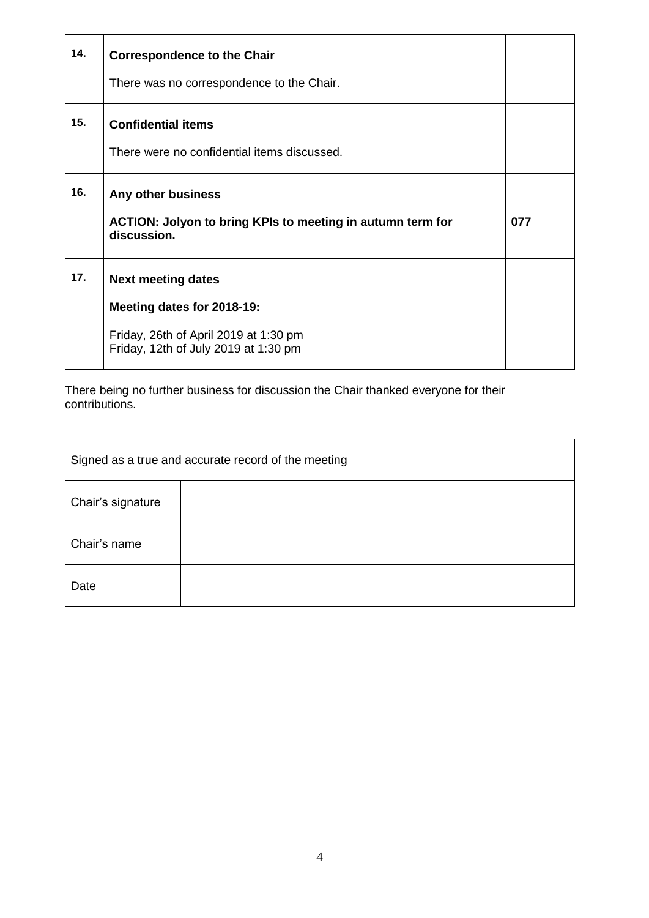| | | |
|---|---|---|
| **14.** | **Correspondence to the Chair**<br><br>There was no correspondence to the Chair. | |
| **15.** | **Confidential items**<br><br>There were no confidential items discussed. | |
| **16.** | **Any other business**<br><br>**ACTION: Jolyon to bring KPIs to meeting in autumn term for discussion.** | **077** |
| **17.** | **Next meeting dates**<br><br>**Meeting dates for 2018-19:**<br><br>Friday, 26th of April 2019 at 1:30 pm<br>Friday, 12th of July 2019 at 1:30 pm | |

There being no further business for discussion the Chair thanked everyone for their contributions.

| Signed as a true and accurate record of the meeting | |
|---|---|
| Chair's signature | |
| Chair's name | |
| Date | |